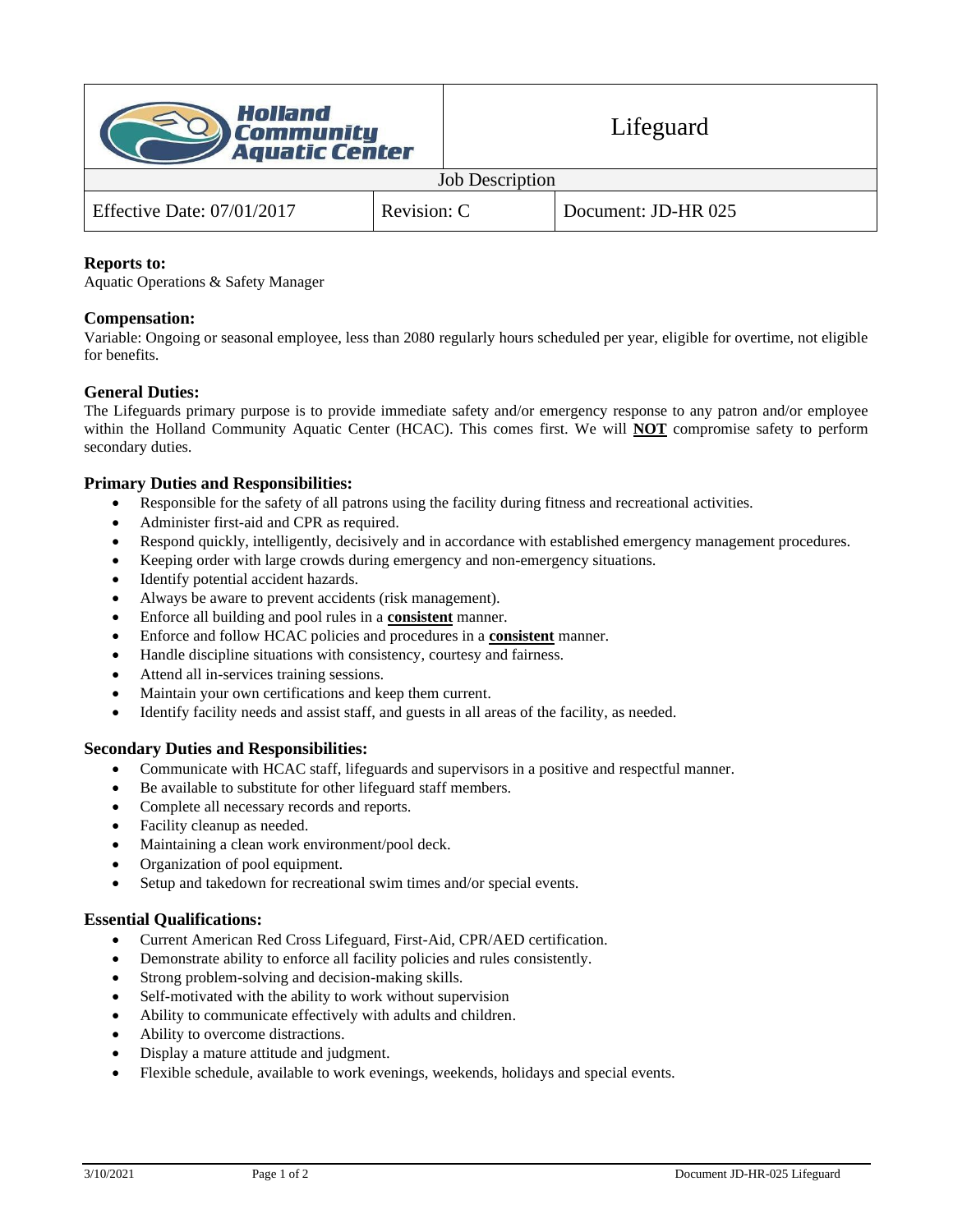| Holland Community Aquatic Center | | Lifeguard |
|---|---|---|
| Job Description | | |
| Effective Date: 07/01/2017 | Revision: C | Document: JD-HR 025 |

**Reports to:**
Aquatic Operations & Safety Manager

**Compensation:**
Variable: Ongoing or seasonal employee, less than 2080 regularly hours scheduled per year, eligible for overtime, not eligible for benefits.

**General Duties:**
The Lifeguards primary purpose is to provide immediate safety and/or emergency response to any patron and/or employee within the Holland Community Aquatic Center (HCAC). This comes first. We will **NOT** compromise safety to perform secondary duties.

**Primary Duties and Responsibilities:**

- Responsible for the safety of all patrons using the facility during fitness and recreational activities.
- Administer first-aid and CPR as required.
- Respond quickly, intelligently, decisively and in accordance with established emergency management procedures.
- Keeping order with large crowds during emergency and non-emergency situations.
- Identify potential accident hazards.
- Always be aware to prevent accidents (risk management).
- Enforce all building and pool rules in a **consistent** manner.
- Enforce and follow HCAC policies and procedures in a **consistent** manner.
- Handle discipline situations with consistency, courtesy and fairness.
- Attend all in-services training sessions.
- Maintain your own certifications and keep them current.
- Identify facility needs and assist staff, and guests in all areas of the facility, as needed.

**Secondary Duties and Responsibilities:**

- Communicate with HCAC staff, lifeguards and supervisors in a positive and respectful manner.
- Be available to substitute for other lifeguard staff members.
- Complete all necessary records and reports.
- Facility cleanup as needed.
- Maintaining a clean work environment/pool deck.
- Organization of pool equipment.
- Setup and takedown for recreational swim times and/or special events.

**Essential Qualifications:**

- Current American Red Cross Lifeguard, First-Aid, CPR/AED certification.
- Demonstrate ability to enforce all facility policies and rules consistently.
- Strong problem-solving and decision-making skills.
- Self-motivated with the ability to work without supervision
- Ability to communicate effectively with adults and children.
- Ability to overcome distractions.
- Display a mature attitude and judgment.
- Flexible schedule, available to work evenings, weekends, holidays and special events.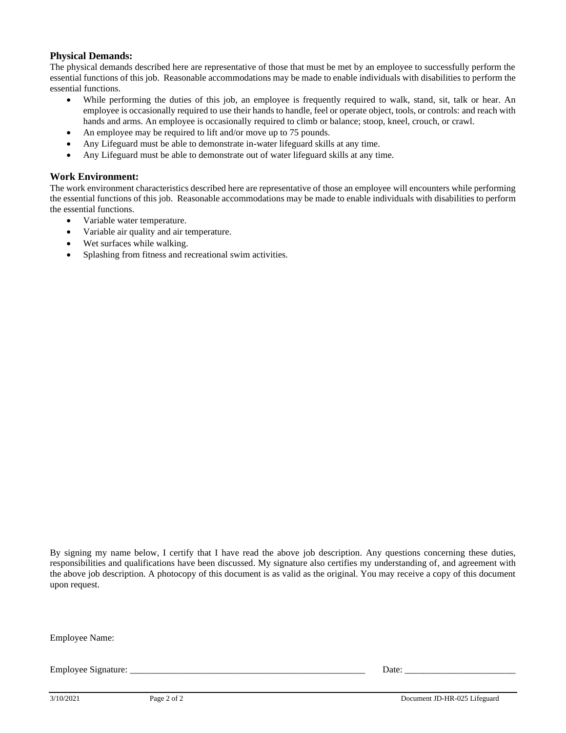### Physical Demands:

The physical demands described here are representative of those that must be met by an employee to successfully perform the essential functions of this job. Reasonable accommodations may be made to enable individuals with disabilities to perform the essential functions.

- While performing the duties of this job, an employee is frequently required to walk, stand, sit, talk or hear. An employee is occasionally required to use their hands to handle, feel or operate object, tools, or controls: and reach with hands and arms. An employee is occasionally required to climb or balance; stoop, kneel, crouch, or crawl.
- An employee may be required to lift and/or move up to 75 pounds.
- Any Lifeguard must be able to demonstrate in-water lifeguard skills at any time.
- Any Lifeguard must be able to demonstrate out of water lifeguard skills at any time.

### Work Environment:

The work environment characteristics described here are representative of those an employee will encounters while performing the essential functions of this job. Reasonable accommodations may be made to enable individuals with disabilities to perform the essential functions.

- Variable water temperature.
- Variable air quality and air temperature.
- Wet surfaces while walking.
- Splashing from fitness and recreational swim activities.

By signing my name below, I certify that I have read the above job description. Any questions concerning these duties, responsibilities and qualifications have been discussed. My signature also certifies my understanding of, and agreement with the above job description. A photocopy of this document is as valid as the original. You may receive a copy of this document upon request.

Employee Name:

Employee Signature: ______________________________________________________ Date: _________________________

3/10/2021 Document JD-HR-025 Lifeguard